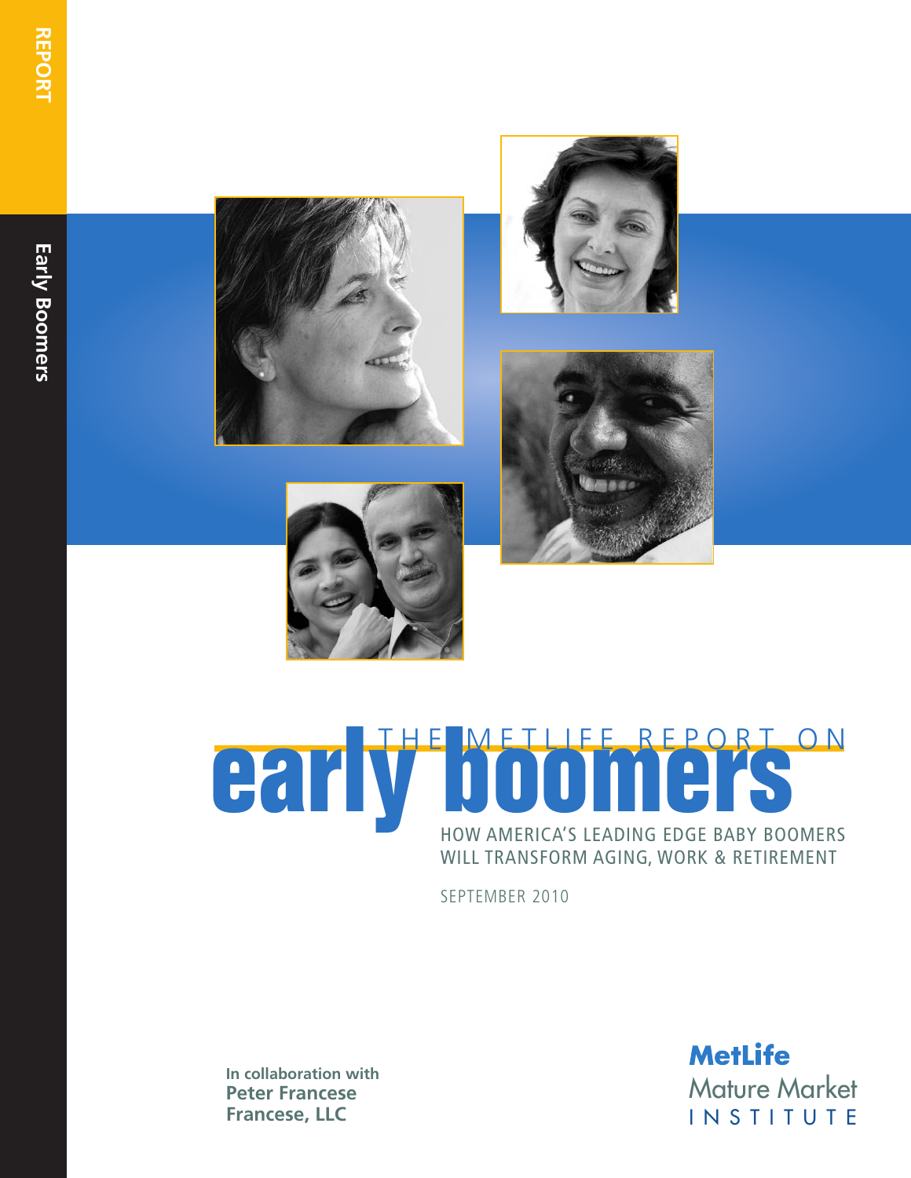REPORT

Early Boomers

# THE METLIFE REPORT ON early boomers

## HOW AMERICA'S LEADING EDGE BABY BOOMERS WILL TRANSFORM AGING, WORK & RETIREMENT

SEPTEMBER 2010

In collaboration with
**Peter Francese**
**Francese, LLC**

**MetLife**
Mature Market
INSTITUTE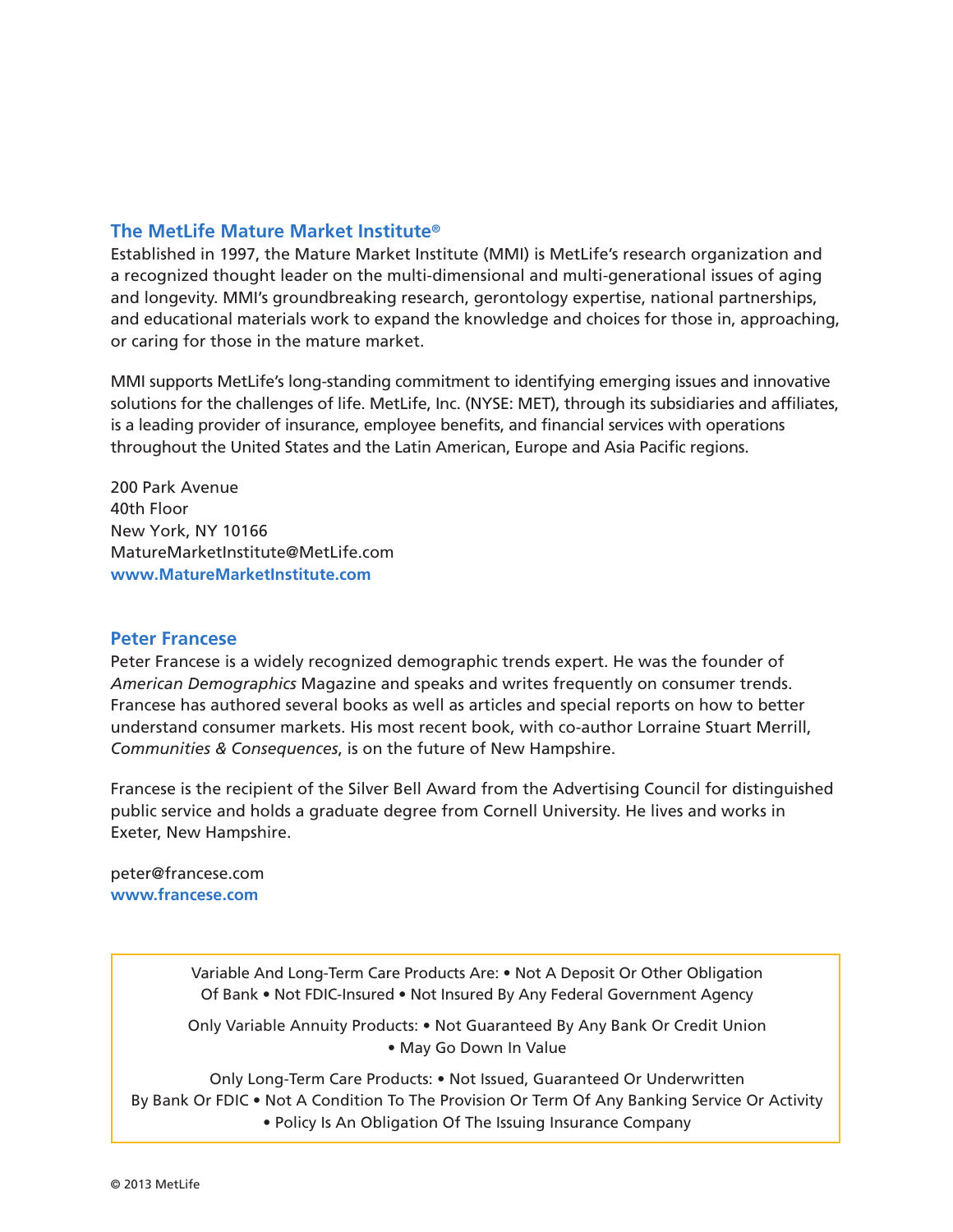## The MetLife Mature Market Institute®

Established in 1997, the Mature Market Institute (MMI) is MetLife's research organization and a recognized thought leader on the multi-dimensional and multi-generational issues of aging and longevity. MMI's groundbreaking research, gerontology expertise, national partnerships, and educational materials work to expand the knowledge and choices for those in, approaching, or caring for those in the mature market.

MMI supports MetLife's long-standing commitment to identifying emerging issues and innovative solutions for the challenges of life. MetLife, Inc. (NYSE: MET), through its subsidiaries and affiliates, is a leading provider of insurance, employee benefits, and financial services with operations throughout the United States and the Latin American, Europe and Asia Pacific regions.

200 Park Avenue
40th Floor
New York, NY 10166
MatureMarketInstitute@MetLife.com
**www.MatureMarketInstitute.com**

## Peter Francese

Peter Francese is a widely recognized demographic trends expert. He was the founder of *American Demographics* Magazine and speaks and writes frequently on consumer trends. Francese has authored several books as well as articles and special reports on how to better understand consumer markets. His most recent book, with co-author Lorraine Stuart Merrill, *Communities & Consequences*, is on the future of New Hampshire.

Francese is the recipient of the Silver Bell Award from the Advertising Council for distinguished public service and holds a graduate degree from Cornell University. He lives and works in Exeter, New Hampshire.

peter@francese.com
**www.francese.com**

Variable And Long-Term Care Products Are: • Not A Deposit Or Other Obligation Of Bank • Not FDIC-Insured • Not Insured By Any Federal Government Agency

Only Variable Annuity Products: • Not Guaranteed By Any Bank Or Credit Union • May Go Down In Value

Only Long-Term Care Products: • Not Issued, Guaranteed Or Underwritten By Bank Or FDIC • Not A Condition To The Provision Or Term Of Any Banking Service Or Activity • Policy Is An Obligation Of The Issuing Insurance Company

© 2013 MetLife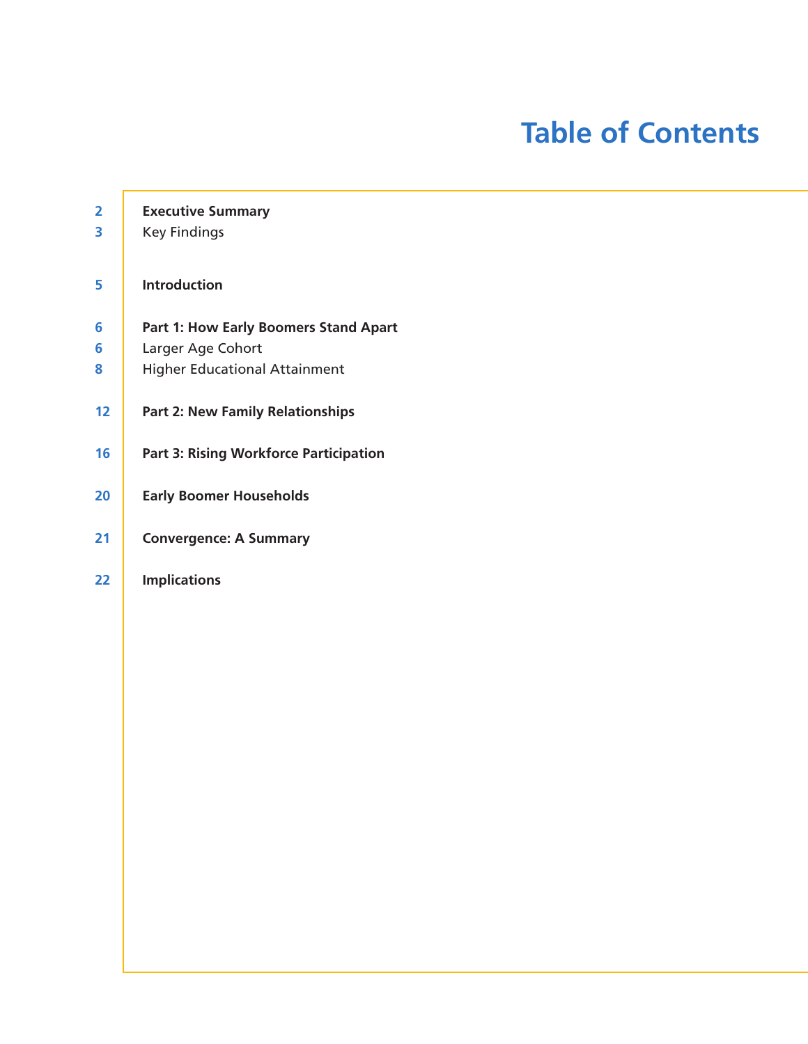# Table of Contents

| | |
|---|---|
| 2 | **Executive Summary** |
| 3 | Key Findings |
| 5 | **Introduction** |
| 6 | **Part 1: How Early Boomers Stand Apart** |
| 6 | Larger Age Cohort |
| 8 | Higher Educational Attainment |
| 12 | **Part 2: New Family Relationships** |
| 16 | **Part 3: Rising Workforce Participation** |
| 20 | **Early Boomer Households** |
| 21 | **Convergence: A Summary** |
| 22 | **Implications** |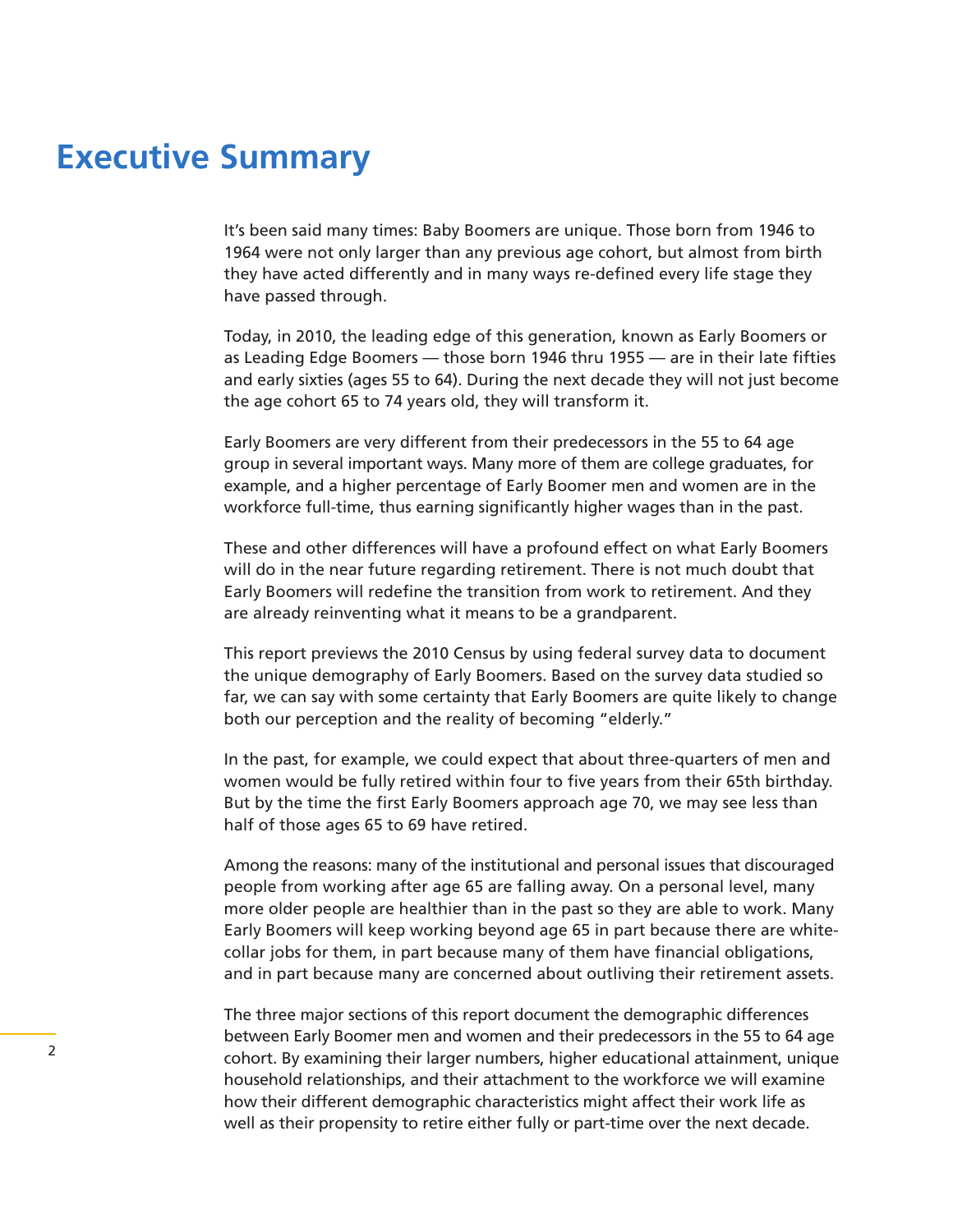# Executive Summary

It's been said many times: Baby Boomers are unique. Those born from 1946 to 1964 were not only larger than any previous age cohort, but almost from birth they have acted differently and in many ways re-defined every life stage they have passed through.

Today, in 2010, the leading edge of this generation, known as Early Boomers or as Leading Edge Boomers — those born 1946 thru 1955 — are in their late fifties and early sixties (ages 55 to 64). During the next decade they will not just become the age cohort 65 to 74 years old, they will transform it.

Early Boomers are very different from their predecessors in the 55 to 64 age group in several important ways. Many more of them are college graduates, for example, and a higher percentage of Early Boomer men and women are in the workforce full-time, thus earning significantly higher wages than in the past.

These and other differences will have a profound effect on what Early Boomers will do in the near future regarding retirement. There is not much doubt that Early Boomers will redefine the transition from work to retirement. And they are already reinventing what it means to be a grandparent.

This report previews the 2010 Census by using federal survey data to document the unique demography of Early Boomers. Based on the survey data studied so far, we can say with some certainty that Early Boomers are quite likely to change both our perception and the reality of becoming "elderly."

In the past, for example, we could expect that about three-quarters of men and women would be fully retired within four to five years from their 65th birthday. But by the time the first Early Boomers approach age 70, we may see less than half of those ages 65 to 69 have retired.

Among the reasons: many of the institutional and personal issues that discouraged people from working after age 65 are falling away. On a personal level, many more older people are healthier than in the past so they are able to work. Many Early Boomers will keep working beyond age 65 in part because there are white-collar jobs for them, in part because many of them have financial obligations, and in part because many are concerned about outliving their retirement assets.

The three major sections of this report document the demographic differences between Early Boomer men and women and their predecessors in the 55 to 64 age cohort. By examining their larger numbers, higher educational attainment, unique household relationships, and their attachment to the workforce we will examine how their different demographic characteristics might affect their work life as well as their propensity to retire either fully or part-time over the next decade.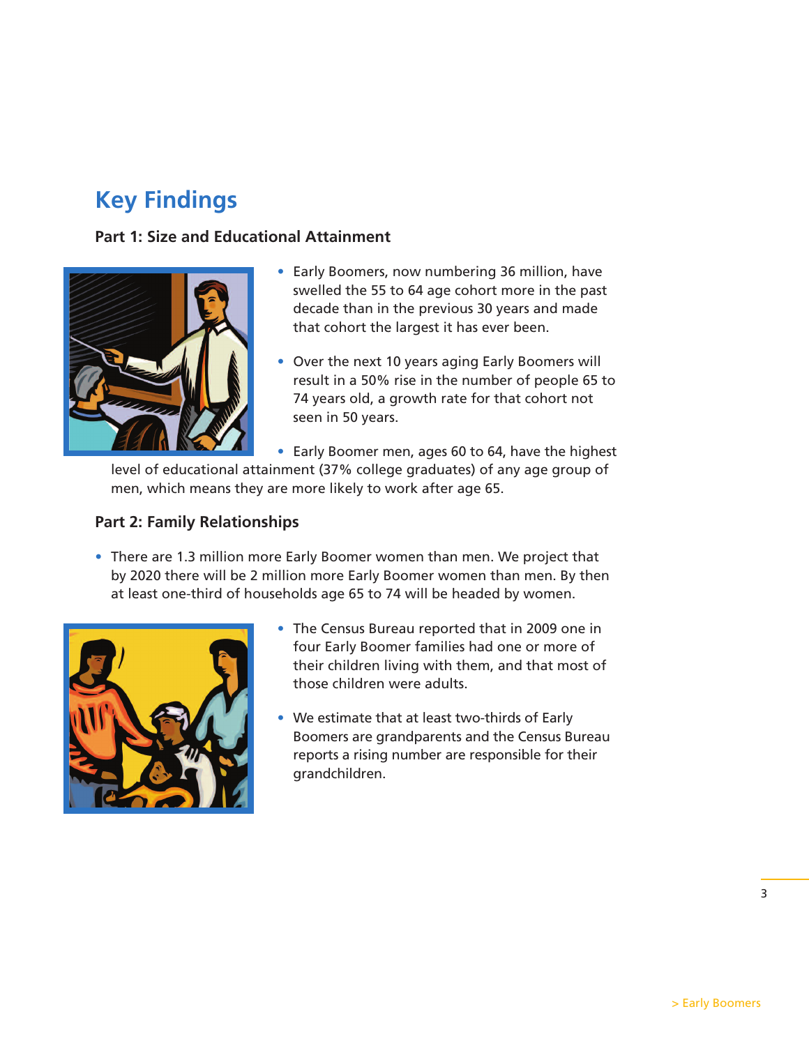## Key Findings

### Part 1: Size and Educational Attainment

- Early Boomers, now numbering 36 million, have swelled the 55 to 64 age cohort more in the past decade than in the previous 30 years and made that cohort the largest it has ever been.
- Over the next 10 years aging Early Boomers will result in a 50% rise in the number of people 65 to 74 years old, a growth rate for that cohort not seen in 50 years.
- Early Boomer men, ages 60 to 64, have the highest level of educational attainment (37% college graduates) of any age group of men, which means they are more likely to work after age 65.

### Part 2: Family Relationships

- There are 1.3 million more Early Boomer women than men. We project that by 2020 there will be 2 million more Early Boomer women than men. By then at least one-third of households age 65 to 74 will be headed by women.
- The Census Bureau reported that in 2009 one in four Early Boomer families had one or more of their children living with them, and that most of those children were adults.
- We estimate that at least two-thirds of Early Boomers are grandparents and the Census Bureau reports a rising number are responsible for their grandchildren.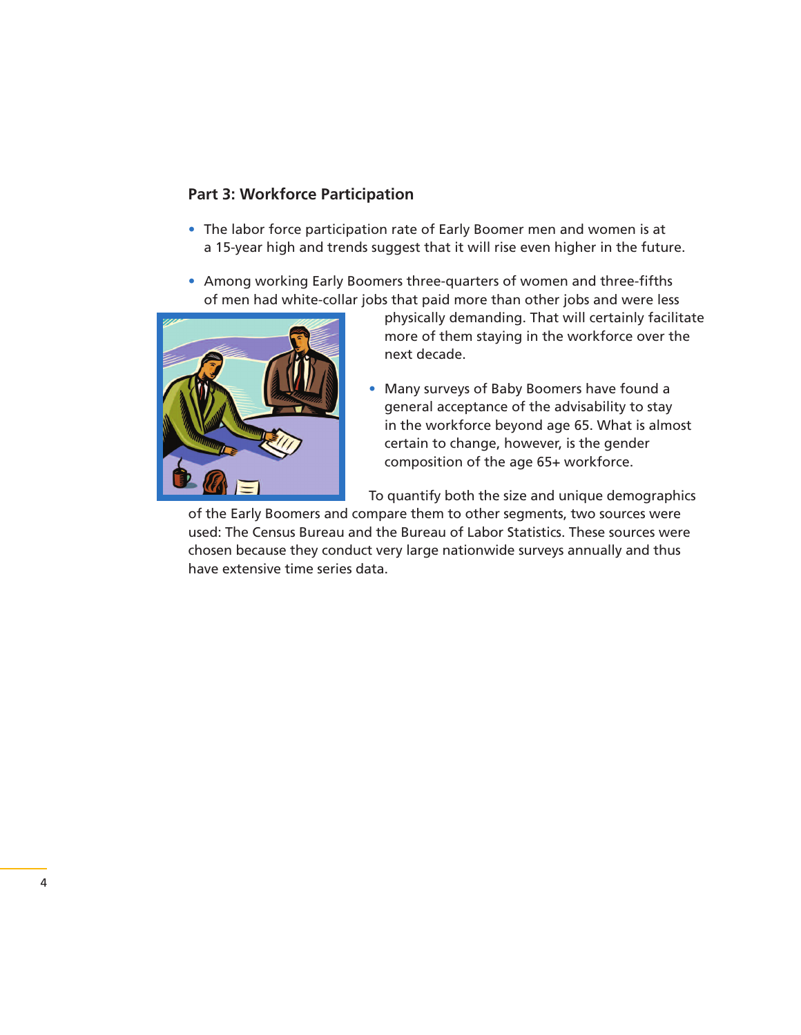## Part 3: Workforce Participation

- The labor force participation rate of Early Boomer men and women is at a 15-year high and trends suggest that it will rise even higher in the future.
- Among working Early Boomers three-quarters of women and three-fifths of men had white-collar jobs that paid more than other jobs and were less physically demanding. That will certainly facilitate more of them staying in the workforce over the next decade.
- Many surveys of Baby Boomers have found a general acceptance of the advisability to stay in the workforce beyond age 65. What is almost certain to change, however, is the gender composition of the age 65+ workforce.

To quantify both the size and unique demographics of the Early Boomers and compare them to other segments, two sources were used: The Census Bureau and the Bureau of Labor Statistics. These sources were chosen because they conduct very large nationwide surveys annually and thus have extensive time series data.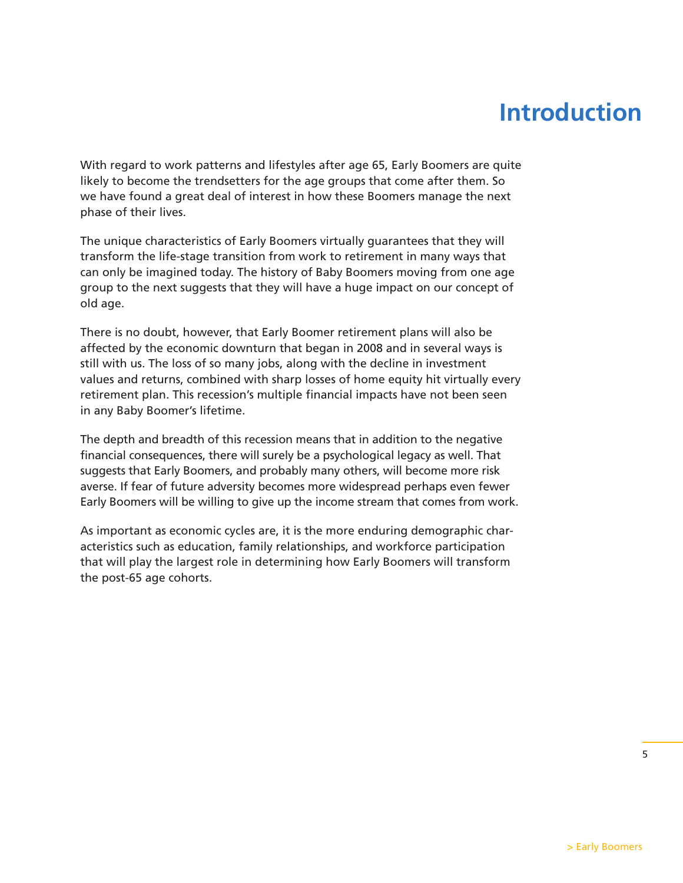# Introduction

With regard to work patterns and lifestyles after age 65, Early Boomers are quite likely to become the trendsetters for the age groups that come after them. So we have found a great deal of interest in how these Boomers manage the next phase of their lives.

The unique characteristics of Early Boomers virtually guarantees that they will transform the life-stage transition from work to retirement in many ways that can only be imagined today. The history of Baby Boomers moving from one age group to the next suggests that they will have a huge impact on our concept of old age.

There is no doubt, however, that Early Boomer retirement plans will also be affected by the economic downturn that began in 2008 and in several ways is still with us. The loss of so many jobs, along with the decline in investment values and returns, combined with sharp losses of home equity hit virtually every retirement plan. This recession's multiple financial impacts have not been seen in any Baby Boomer's lifetime.

The depth and breadth of this recession means that in addition to the negative financial consequences, there will surely be a psychological legacy as well. That suggests that Early Boomers, and probably many others, will become more risk averse. If fear of future adversity becomes more widespread perhaps even fewer Early Boomers will be willing to give up the income stream that comes from work.

As important as economic cycles are, it is the more enduring demographic characteristics such as education, family relationships, and workforce participation that will play the largest role in determining how Early Boomers will transform the post-65 age cohorts.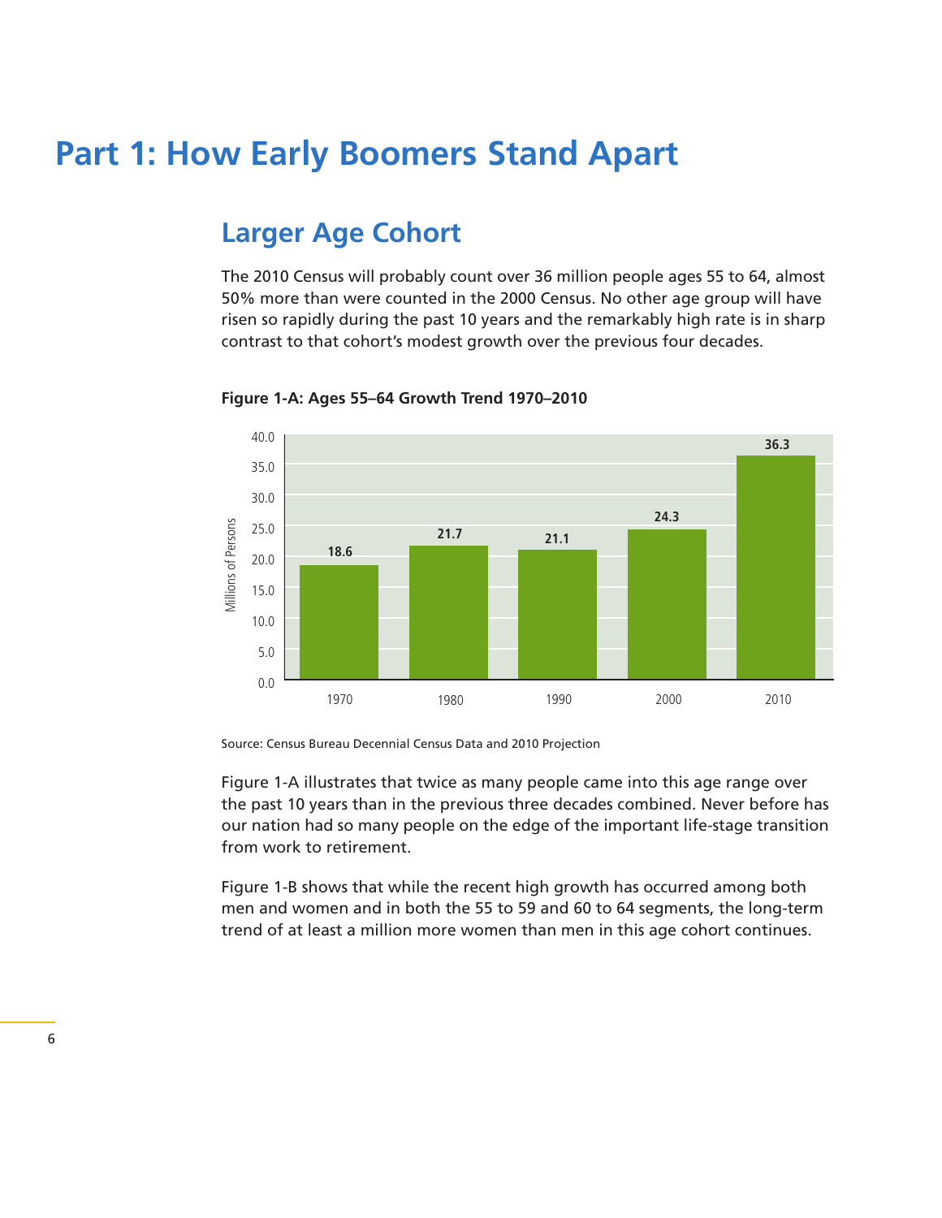# Part 1: How Early Boomers Stand Apart

## Larger Age Cohort

The 2010 Census will probably count over 36 million people ages 55 to 64, almost 50% more than were counted in the 2000 Census. No other age group will have risen so rapidly during the past 10 years and the remarkably high rate is in sharp contrast to that cohort's modest growth over the previous four decades.

**Figure 1-A: Ages 55–64 Growth Trend 1970–2010**

| Year | Millions of Persons |
| --- | --- |
| 1970 | 18.6 |
| 1980 | 21.7 |
| 1990 | 21.1 |
| 2000 | 24.3 |
| 2010 | 36.3 |

Source: Census Bureau Decennial Census Data and 2010 Projection

Figure 1-A illustrates that twice as many people came into this age range over the past 10 years than in the previous three decades combined. Never before has our nation had so many people on the edge of the important life-stage transition from work to retirement.

Figure 1-B shows that while the recent high growth has occurred among both men and women and in both the 55 to 59 and 60 to 64 segments, the long-term trend of at least a million more women than men in this age cohort continues.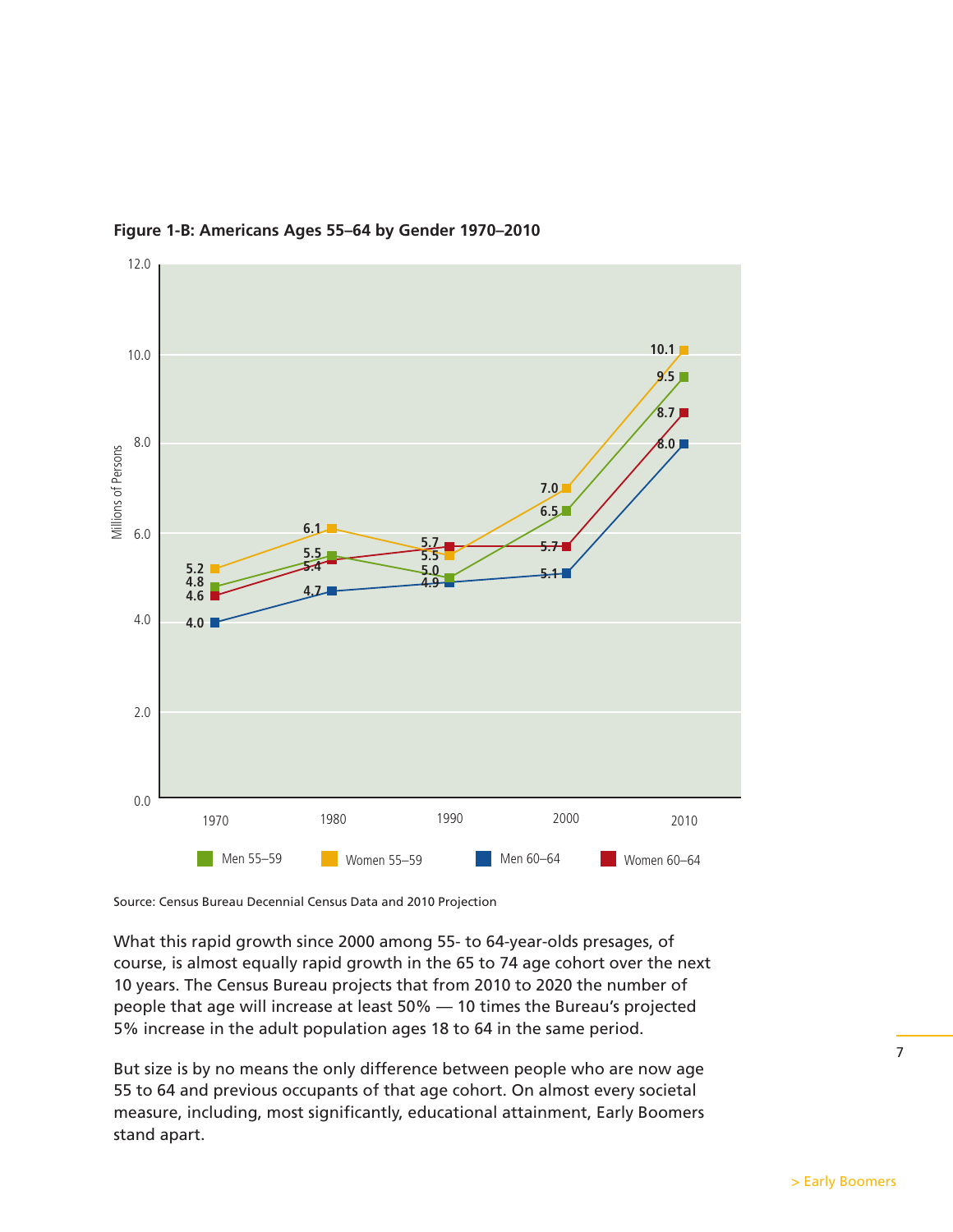**Figure 1-B: Americans Ages 55–64 by Gender 1970–2010**

| Year | Men 55–59 | Women 55–59 | Men 60–64 | Women 60–64 |
|---|---|---|---|---|
| 1970 | 4.8 | 5.2 | 4.0 | 4.6 |
| 1980 | 5.5 | 6.1 | 4.7 | 5.4 |
| 1990 | 5.0 | 5.5 | 4.9 | 5.7 |
| 2000 | 6.5 | 7.0 | 5.1 | 5.7 |
| 2010 | 9.5 | 10.1 | 8.0 | 8.7 |

Millions of Persons

Source: Census Bureau Decennial Census Data and 2010 Projection

What this rapid growth since 2000 among 55- to 64-year-olds presages, of course, is almost equally rapid growth in the 65 to 74 age cohort over the next 10 years. The Census Bureau projects that from 2010 to 2020 the number of people that age will increase at least 50% — 10 times the Bureau's projected 5% increase in the adult population ages 18 to 64 in the same period.

But size is by no means the only difference between people who are now age 55 to 64 and previous occupants of that age cohort. On almost every societal measure, including, most significantly, educational attainment, Early Boomers stand apart.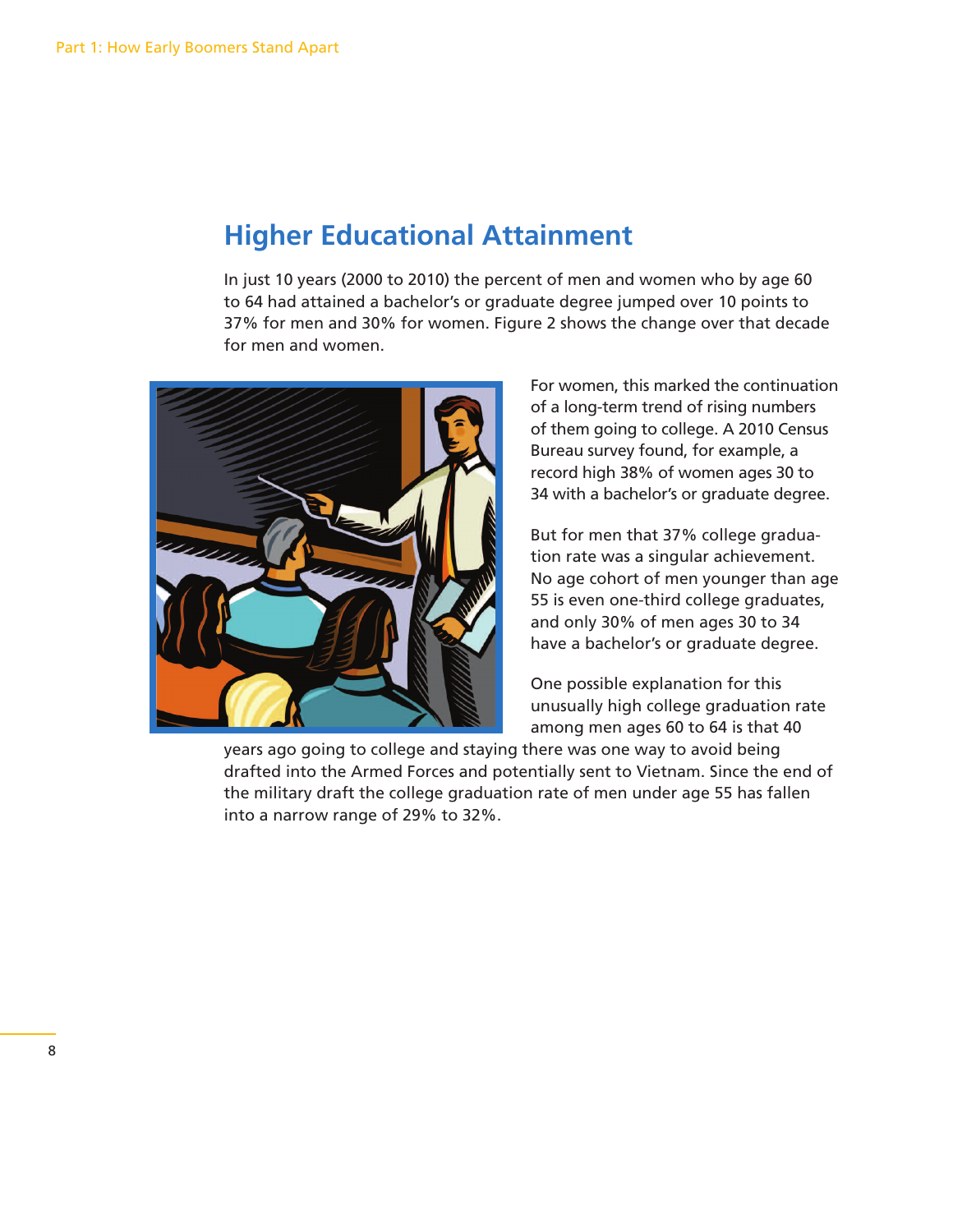## Higher Educational Attainment

In just 10 years (2000 to 2010) the percent of men and women who by age 60 to 64 had attained a bachelor's or graduate degree jumped over 10 points to 37% for men and 30% for women. Figure 2 shows the change over that decade for men and women.

For women, this marked the continuation of a long-term trend of rising numbers of them going to college. A 2010 Census Bureau survey found, for example, a record high 38% of women ages 30 to 34 with a bachelor's or graduate degree.

But for men that 37% college graduation rate was a singular achievement. No age cohort of men younger than age 55 is even one-third college graduates, and only 30% of men ages 30 to 34 have a bachelor's or graduate degree.

One possible explanation for this unusually high college graduation rate among men ages 60 to 64 is that 40 years ago going to college and staying there was one way to avoid being drafted into the Armed Forces and potentially sent to Vietnam. Since the end of the military draft the college graduation rate of men under age 55 has fallen into a narrow range of 29% to 32%.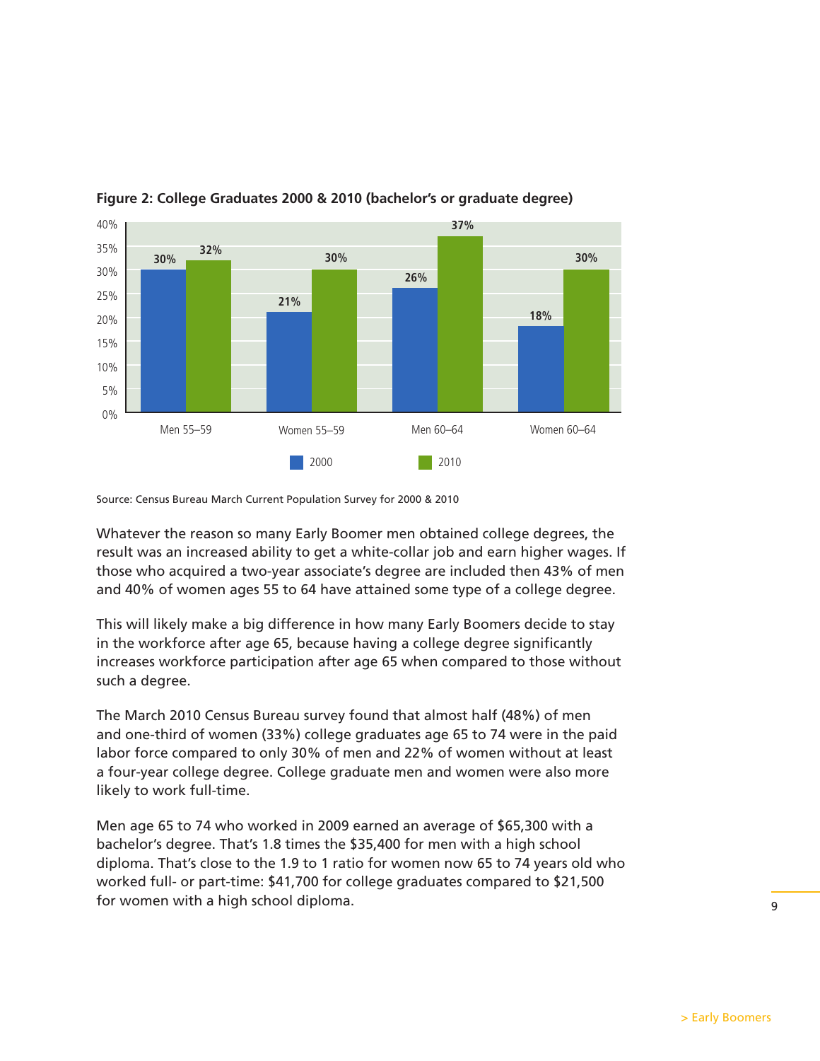**Figure 2: College Graduates 2000 & 2010 (bachelor's or graduate degree)**

| | 2000 | 2010 |
|---|---|---|
| Men 55–59 | 30% | 32% |
| Women 55–59 | 21% | 30% |
| Men 60–64 | 26% | 37% |
| Women 60–64 | 18% | 30% |

Source: Census Bureau March Current Population Survey for 2000 & 2010

Whatever the reason so many Early Boomer men obtained college degrees, the result was an increased ability to get a white-collar job and earn higher wages. If those who acquired a two-year associate's degree are included then 43% of men and 40% of women ages 55 to 64 have attained some type of a college degree.

This will likely make a big difference in how many Early Boomers decide to stay in the workforce after age 65, because having a college degree significantly increases workforce participation after age 65 when compared to those without such a degree.

The March 2010 Census Bureau survey found that almost half (48%) of men and one-third of women (33%) college graduates age 65 to 74 were in the paid labor force compared to only 30% of men and 22% of women without at least a four-year college degree. College graduate men and women were also more likely to work full-time.

Men age 65 to 74 who worked in 2009 earned an average of $65,300 with a bachelor's degree. That's 1.8 times the $35,400 for men with a high school diploma. That's close to the 1.9 to 1 ratio for women now 65 to 74 years old who worked full- or part-time: $41,700 for college graduates compared to $21,500 for women with a high school diploma.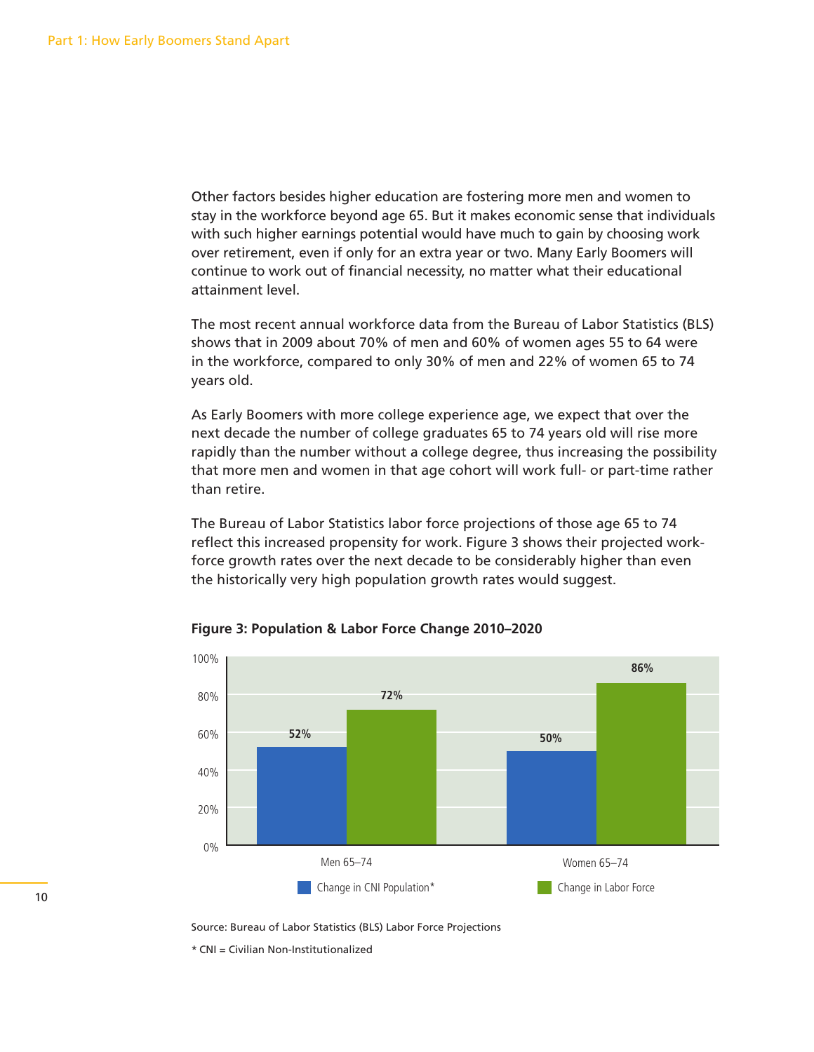Other factors besides higher education are fostering more men and women to stay in the workforce beyond age 65. But it makes economic sense that individuals with such higher earnings potential would have much to gain by choosing work over retirement, even if only for an extra year or two. Many Early Boomers will continue to work out of financial necessity, no matter what their educational attainment level.

The most recent annual workforce data from the Bureau of Labor Statistics (BLS) shows that in 2009 about 70% of men and 60% of women ages 55 to 64 were in the workforce, compared to only 30% of men and 22% of women 65 to 74 years old.

As Early Boomers with more college experience age, we expect that over the next decade the number of college graduates 65 to 74 years old will rise more rapidly than the number without a college degree, thus increasing the possibility that more men and women in that age cohort will work full- or part-time rather than retire.

The Bureau of Labor Statistics labor force projections of those age 65 to 74 reflect this increased propensity for work. Figure 3 shows their projected work-force growth rates over the next decade to be considerably higher than even the historically very high population growth rates would suggest.

**Figure 3: Population & Labor Force Change 2010–2020**

| | Change in CNI Population* | Change in Labor Force |
|---|---|---|
| Men 65–74 | 52% | 72% |
| Women 65–74 | 50% | 86% |

Source: Bureau of Labor Statistics (BLS) Labor Force Projections

* CNI = Civilian Non-Institutionalized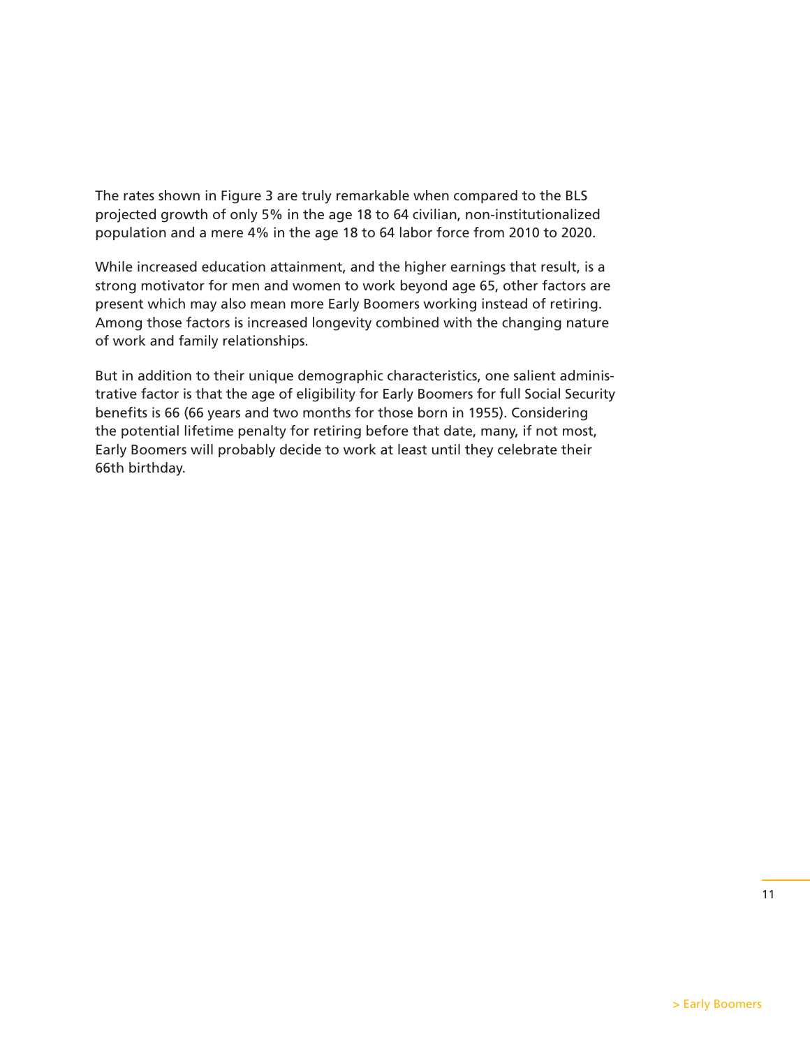The rates shown in Figure 3 are truly remarkable when compared to the BLS projected growth of only 5% in the age 18 to 64 civilian, non-institutionalized population and a mere 4% in the age 18 to 64 labor force from 2010 to 2020.

While increased education attainment, and the higher earnings that result, is a strong motivator for men and women to work beyond age 65, other factors are present which may also mean more Early Boomers working instead of retiring. Among those factors is increased longevity combined with the changing nature of work and family relationships.

But in addition to their unique demographic characteristics, one salient administrative factor is that the age of eligibility for Early Boomers for full Social Security benefits is 66 (66 years and two months for those born in 1955). Considering the potential lifetime penalty for retiring before that date, many, if not most, Early Boomers will probably decide to work at least until they celebrate their 66th birthday.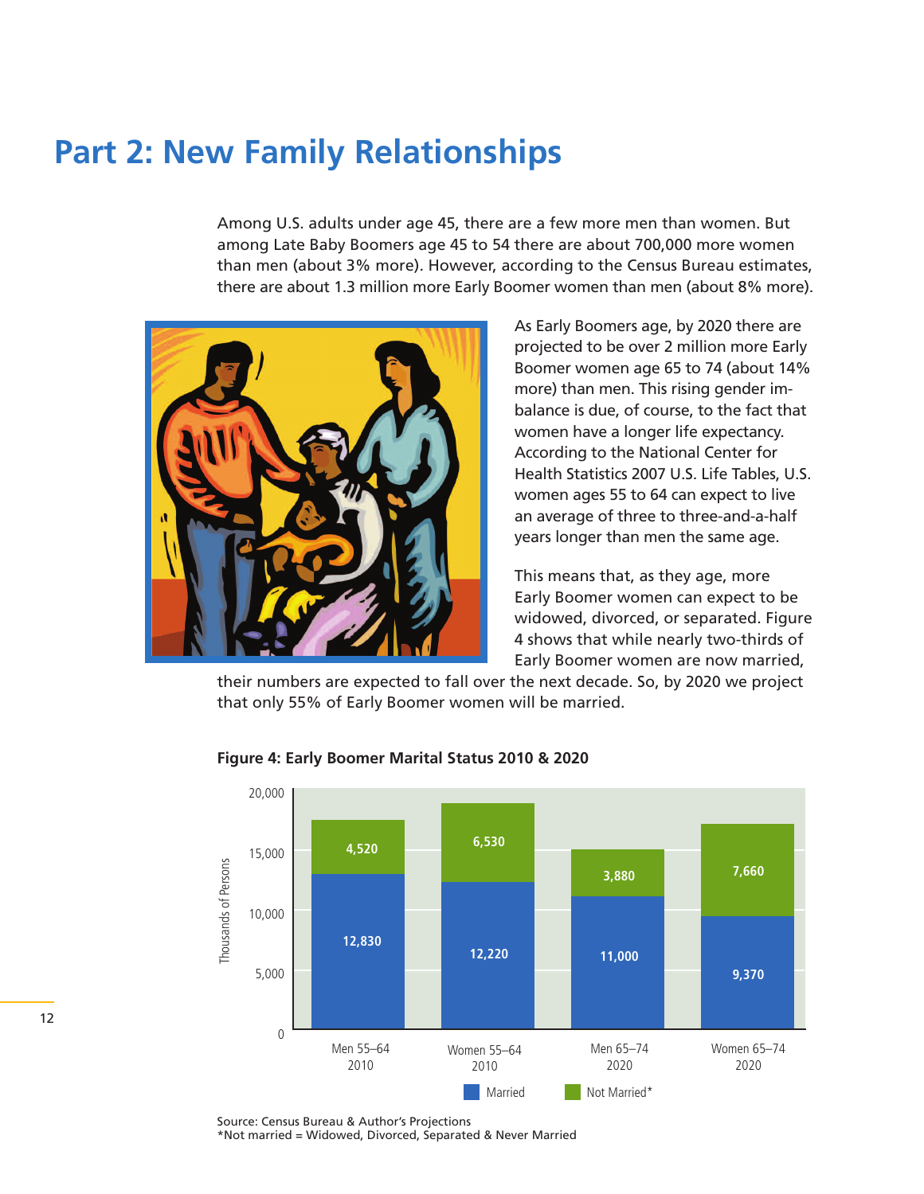# Part 2: New Family Relationships

Among U.S. adults under age 45, there are a few more men than women. But among Late Baby Boomers age 45 to 54 there are about 700,000 more women than men (about 3% more). However, according to the Census Bureau estimates, there are about 1.3 million more Early Boomer women than men (about 8% more).

As Early Boomers age, by 2020 there are projected to be over 2 million more Early Boomer women age 65 to 74 (about 14% more) than men. This rising gender imbalance is due, of course, to the fact that women have a longer life expectancy. According to the National Center for Health Statistics 2007 U.S. Life Tables, U.S. women ages 55 to 64 can expect to live an average of three to three-and-a-half years longer than men the same age.

This means that, as they age, more Early Boomer women can expect to be widowed, divorced, or separated. Figure 4 shows that while nearly two-thirds of Early Boomer women are now married, their numbers are expected to fall over the next decade. So, by 2020 we project that only 55% of Early Boomer women will be married.

**Figure 4: Early Boomer Marital Status 2010 & 2020**

| | Men 55–64 2010 | Women 55–64 2010 | Men 65–74 2020 | Women 65–74 2020 |
|---|---|---|---|---|
| Married | 12,830 | 12,220 | 11,000 | 9,370 |
| Not Married* | 4,520 | 6,530 | 3,880 | 7,660 |

Thousands of Persons

Source: Census Bureau & Author's Projections
*Not married = Widowed, Divorced, Separated & Never Married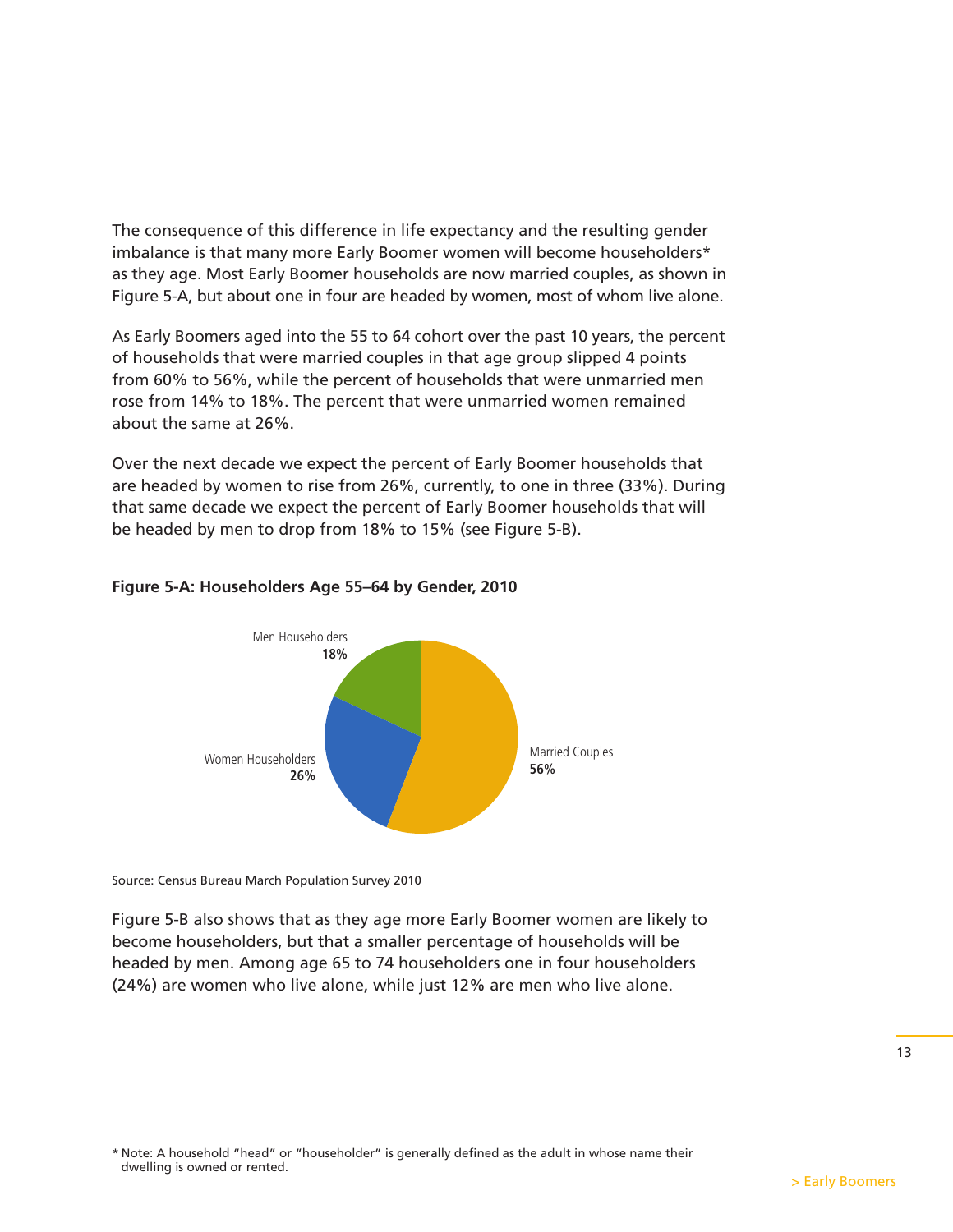The consequence of this difference in life expectancy and the resulting gender imbalance is that many more Early Boomer women will become householders* as they age. Most Early Boomer households are now married couples, as shown in Figure 5-A, but about one in four are headed by women, most of whom live alone.

As Early Boomers aged into the 55 to 64 cohort over the past 10 years, the percent of households that were married couples in that age group slipped 4 points from 60% to 56%, while the percent of households that were unmarried men rose from 14% to 18%. The percent that were unmarried women remained about the same at 26%.

Over the next decade we expect the percent of Early Boomer households that are headed by women to rise from 26%, currently, to one in three (33%). During that same decade we expect the percent of Early Boomer households that will be headed by men to drop from 18% to 15% (see Figure 5-B).

**Figure 5-A: Householders Age 55–64 by Gender, 2010**

Men Householders **18%**

Women Householders **26%**

Married Couples **56%**

Source: Census Bureau March Population Survey 2010

Figure 5-B also shows that as they age more Early Boomer women are likely to become householders, but that a smaller percentage of households will be headed by men. Among age 65 to 74 householders one in four householders (24%) are women who live alone, while just 12% are men who live alone.

* Note: A household "head" or "householder" is generally defined as the adult in whose name their dwelling is owned or rented.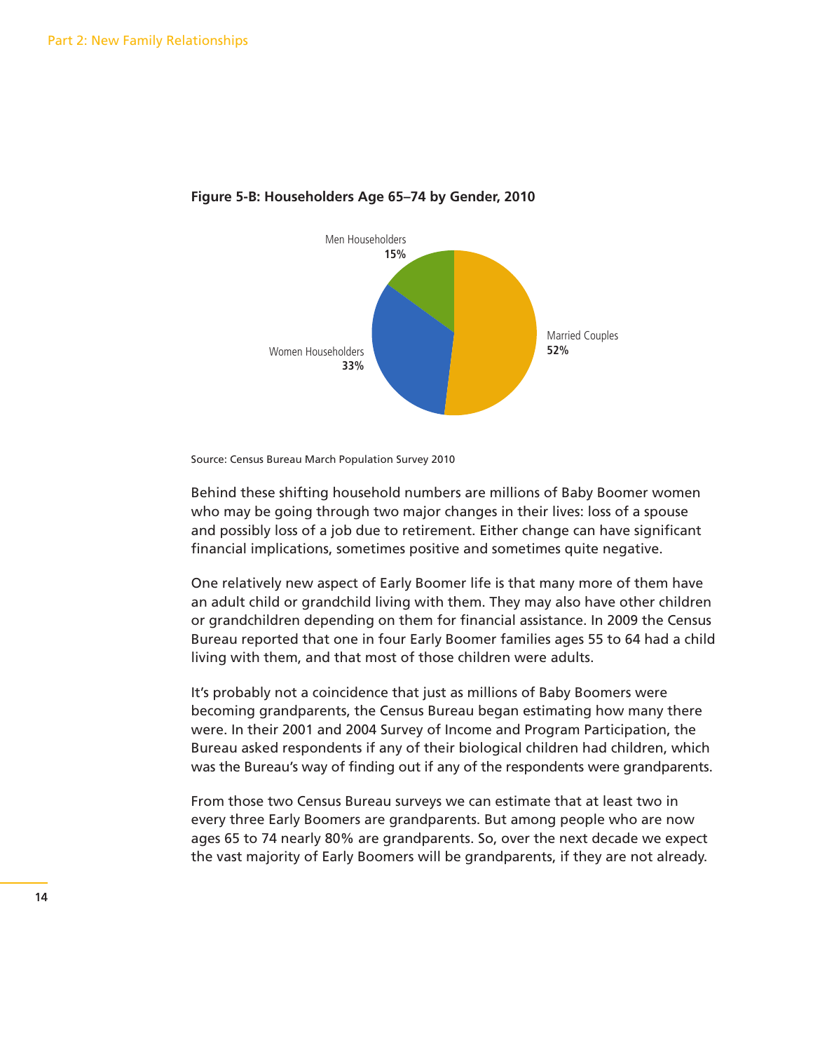**Figure 5-B: Householders Age 65–74 by Gender, 2010**

Men Householders **15%**

Women Householders **33%**

Married Couples **52%**

Source: Census Bureau March Population Survey 2010

Behind these shifting household numbers are millions of Baby Boomer women who may be going through two major changes in their lives: loss of a spouse and possibly loss of a job due to retirement. Either change can have significant financial implications, sometimes positive and sometimes quite negative.

One relatively new aspect of Early Boomer life is that many more of them have an adult child or grandchild living with them. They may also have other children or grandchildren depending on them for financial assistance. In 2009 the Census Bureau reported that one in four Early Boomer families ages 55 to 64 had a child living with them, and that most of those children were adults.

It's probably not a coincidence that just as millions of Baby Boomers were becoming grandparents, the Census Bureau began estimating how many there were. In their 2001 and 2004 Survey of Income and Program Participation, the Bureau asked respondents if any of their biological children had children, which was the Bureau's way of finding out if any of the respondents were grandparents.

From those two Census Bureau surveys we can estimate that at least two in every three Early Boomers are grandparents. But among people who are now ages 65 to 74 nearly 80% are grandparents. So, over the next decade we expect the vast majority of Early Boomers will be grandparents, if they are not already.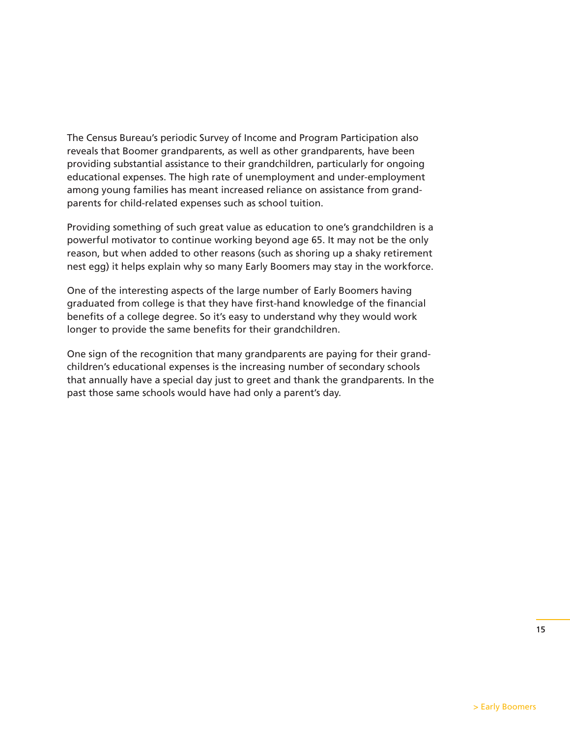The Census Bureau's periodic Survey of Income and Program Participation also reveals that Boomer grandparents, as well as other grandparents, have been providing substantial assistance to their grandchildren, particularly for ongoing educational expenses. The high rate of unemployment and under-employment among young families has meant increased reliance on assistance from grandparents for child-related expenses such as school tuition.

Providing something of such great value as education to one's grandchildren is a powerful motivator to continue working beyond age 65. It may not be the only reason, but when added to other reasons (such as shoring up a shaky retirement nest egg) it helps explain why so many Early Boomers may stay in the workforce.

One of the interesting aspects of the large number of Early Boomers having graduated from college is that they have first-hand knowledge of the financial benefits of a college degree. So it's easy to understand why they would work longer to provide the same benefits for their grandchildren.

One sign of the recognition that many grandparents are paying for their grandchildren's educational expenses is the increasing number of secondary schools that annually have a special day just to greet and thank the grandparents. In the past those same schools would have had only a parent's day.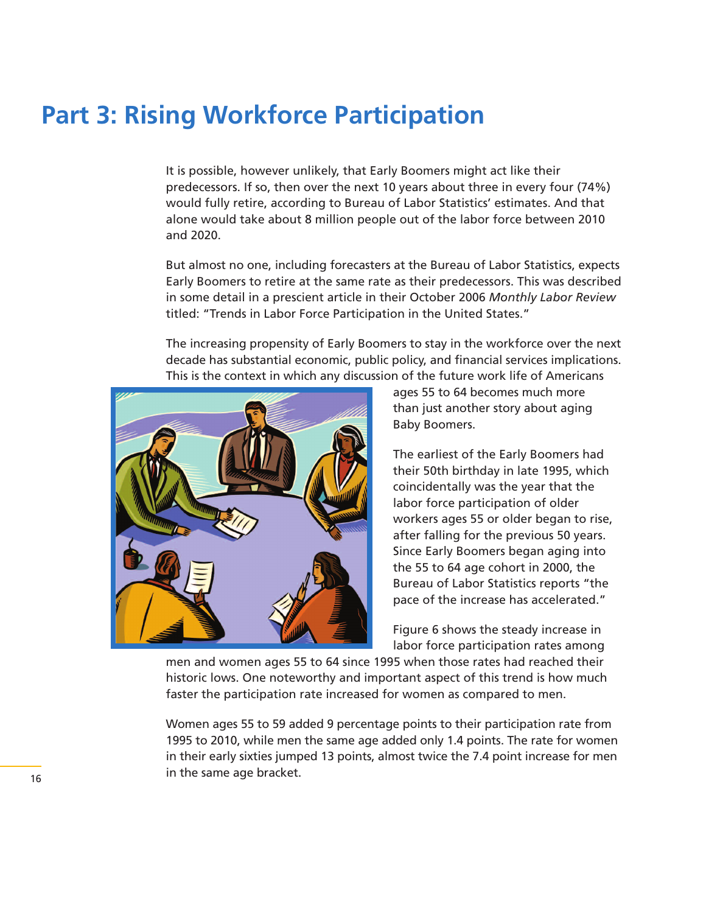# Part 3: Rising Workforce Participation

It is possible, however unlikely, that Early Boomers might act like their predecessors. If so, then over the next 10 years about three in every four (74%) would fully retire, according to Bureau of Labor Statistics' estimates. And that alone would take about 8 million people out of the labor force between 2010 and 2020.

But almost no one, including forecasters at the Bureau of Labor Statistics, expects Early Boomers to retire at the same rate as their predecessors. This was described in some detail in a prescient article in their October 2006 *Monthly Labor Review* titled: "Trends in Labor Force Participation in the United States."

The increasing propensity of Early Boomers to stay in the workforce over the next decade has substantial economic, public policy, and financial services implications. This is the context in which any discussion of the future work life of Americans ages 55 to 64 becomes much more than just another story about aging Baby Boomers.

The earliest of the Early Boomers had their 50th birthday in late 1995, which coincidentally was the year that the labor force participation of older workers ages 55 or older began to rise, after falling for the previous 50 years. Since Early Boomers began aging into the 55 to 64 age cohort in 2000, the Bureau of Labor Statistics reports "the pace of the increase has accelerated."

Figure 6 shows the steady increase in labor force participation rates among men and women ages 55 to 64 since 1995 when those rates had reached their historic lows. One noteworthy and important aspect of this trend is how much faster the participation rate increased for women as compared to men.

Women ages 55 to 59 added 9 percentage points to their participation rate from 1995 to 2010, while men the same age added only 1.4 points. The rate for women in their early sixties jumped 13 points, almost twice the 7.4 point increase for men in the same age bracket.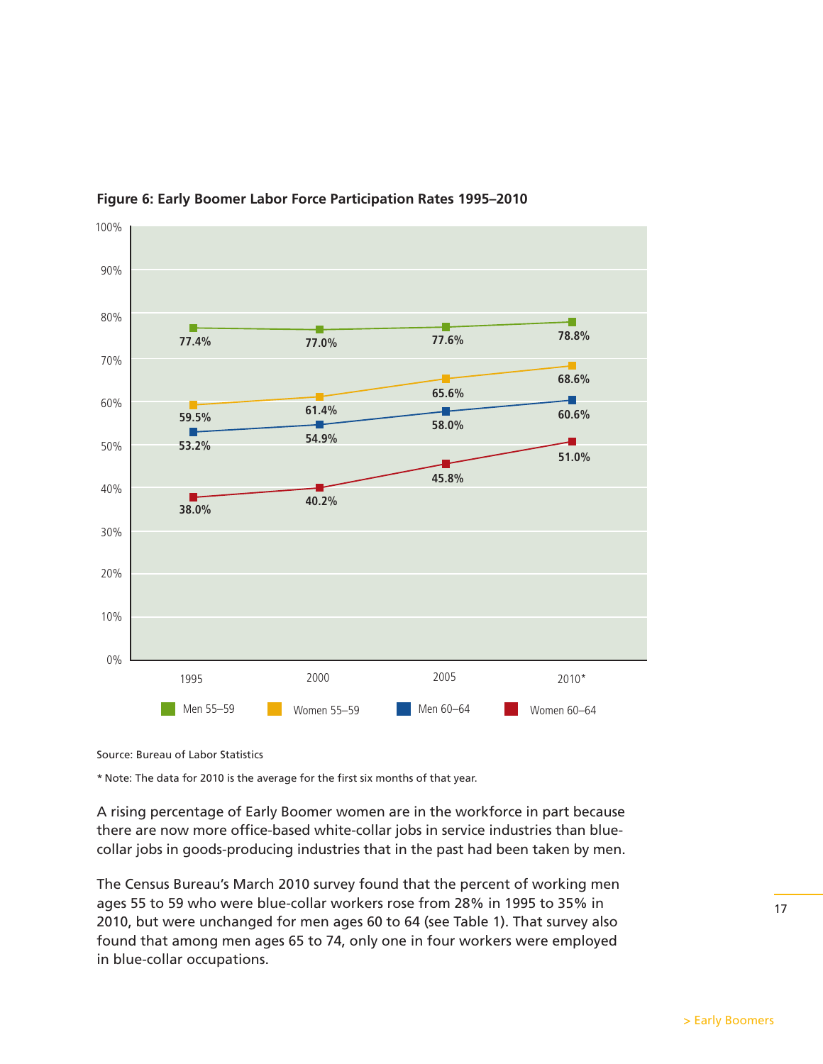**Figure 6: Early Boomer Labor Force Participation Rates 1995–2010**

| | 1995 | 2000 | 2005 | 2010* |
|---|---|---|---|---|
| Men 55–59 | 77.4% | 77.0% | 77.6% | 78.8% |
| Women 55–59 | 59.5% | 61.4% | 65.6% | 68.6% |
| Men 60–64 | 53.2% | 54.9% | 58.0% | 60.6% |
| Women 60–64 | 38.0% | 40.2% | 45.8% | 51.0% |

Source: Bureau of Labor Statistics

* Note: The data for 2010 is the average for the first six months of that year.

A rising percentage of Early Boomer women are in the workforce in part because there are now more office-based white-collar jobs in service industries than blue-collar jobs in goods-producing industries that in the past had been taken by men.

The Census Bureau's March 2010 survey found that the percent of working men ages 55 to 59 who were blue-collar workers rose from 28% in 1995 to 35% in 2010, but were unchanged for men ages 60 to 64 (see Table 1). That survey also found that among men ages 65 to 74, only one in four workers were employed in blue-collar occupations.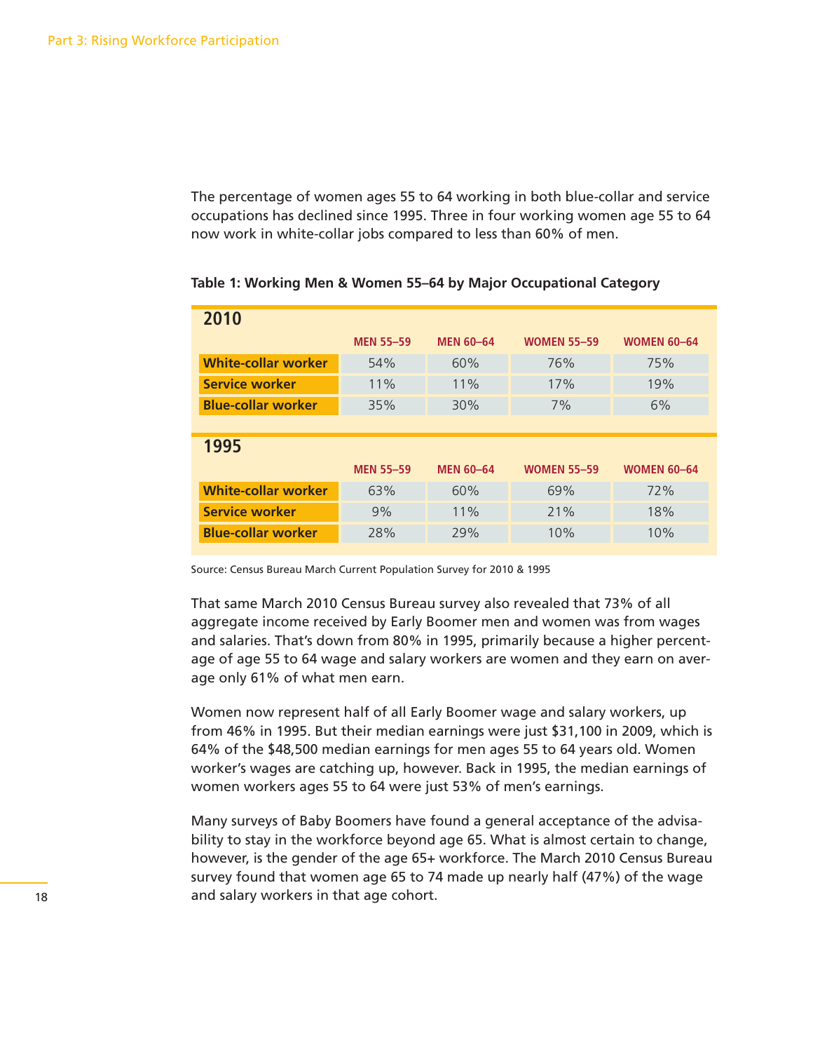The percentage of women ages 55 to 64 working in both blue-collar and service occupations has declined since 1995. Three in four working women age 55 to 64 now work in white-collar jobs compared to less than 60% of men.

**Table 1: Working Men & Women 55–64 by Major Occupational Category**

| **2010** | MEN 55–59 | MEN 60–64 | WOMEN 55–59 | WOMEN 60–64 |
|---|---|---|---|---|
| **White-collar worker** | 54% | 60% | 76% | 75% |
| **Service worker** | 11% | 11% | 17% | 19% |
| **Blue-collar worker** | 35% | 30% | 7% | 6% |
| **1995** | MEN 55–59 | MEN 60–64 | WOMEN 55–59 | WOMEN 60–64 |
| **White-collar worker** | 63% | 60% | 69% | 72% |
| **Service worker** | 9% | 11% | 21% | 18% |
| **Blue-collar worker** | 28% | 29% | 10% | 10% |

Source: Census Bureau March Current Population Survey for 2010 & 1995

That same March 2010 Census Bureau survey also revealed that 73% of all aggregate income received by Early Boomer men and women was from wages and salaries. That's down from 80% in 1995, primarily because a higher percentage of age 55 to 64 wage and salary workers are women and they earn on average only 61% of what men earn.

Women now represent half of all Early Boomer wage and salary workers, up from 46% in 1995. But their median earnings were just $31,100 in 2009, which is 64% of the $48,500 median earnings for men ages 55 to 64 years old. Women worker's wages are catching up, however. Back in 1995, the median earnings of women workers ages 55 to 64 were just 53% of men's earnings.

Many surveys of Baby Boomers have found a general acceptance of the advisability to stay in the workforce beyond age 65. What is almost certain to change, however, is the gender of the age 65+ workforce. The March 2010 Census Bureau survey found that women age 65 to 74 made up nearly half (47%) of the wage and salary workers in that age cohort.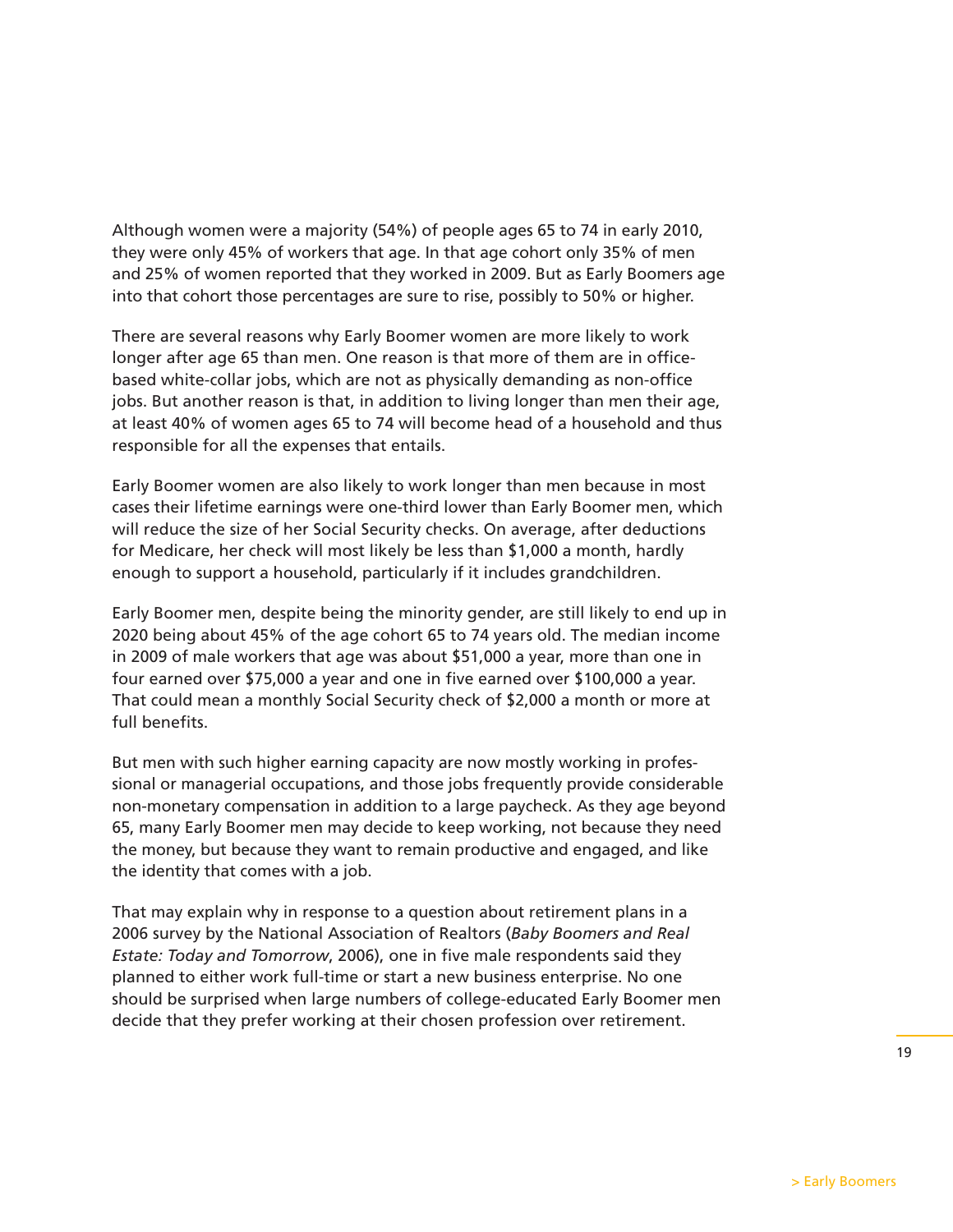Although women were a majority (54%) of people ages 65 to 74 in early 2010, they were only 45% of workers that age. In that age cohort only 35% of men and 25% of women reported that they worked in 2009. But as Early Boomers age into that cohort those percentages are sure to rise, possibly to 50% or higher.

There are several reasons why Early Boomer women are more likely to work longer after age 65 than men. One reason is that more of them are in office-based white-collar jobs, which are not as physically demanding as non-office jobs. But another reason is that, in addition to living longer than men their age, at least 40% of women ages 65 to 74 will become head of a household and thus responsible for all the expenses that entails.

Early Boomer women are also likely to work longer than men because in most cases their lifetime earnings were one-third lower than Early Boomer men, which will reduce the size of her Social Security checks. On average, after deductions for Medicare, her check will most likely be less than $1,000 a month, hardly enough to support a household, particularly if it includes grandchildren.

Early Boomer men, despite being the minority gender, are still likely to end up in 2020 being about 45% of the age cohort 65 to 74 years old. The median income in 2009 of male workers that age was about $51,000 a year, more than one in four earned over $75,000 a year and one in five earned over $100,000 a year. That could mean a monthly Social Security check of $2,000 a month or more at full benefits.

But men with such higher earning capacity are now mostly working in professional or managerial occupations, and those jobs frequently provide considerable non-monetary compensation in addition to a large paycheck. As they age beyond 65, many Early Boomer men may decide to keep working, not because they need the money, but because they want to remain productive and engaged, and like the identity that comes with a job.

That may explain why in response to a question about retirement plans in a 2006 survey by the National Association of Realtors (*Baby Boomers and Real Estate: Today and Tomorrow*, 2006), one in five male respondents said they planned to either work full-time or start a new business enterprise. No one should be surprised when large numbers of college-educated Early Boomer men decide that they prefer working at their chosen profession over retirement.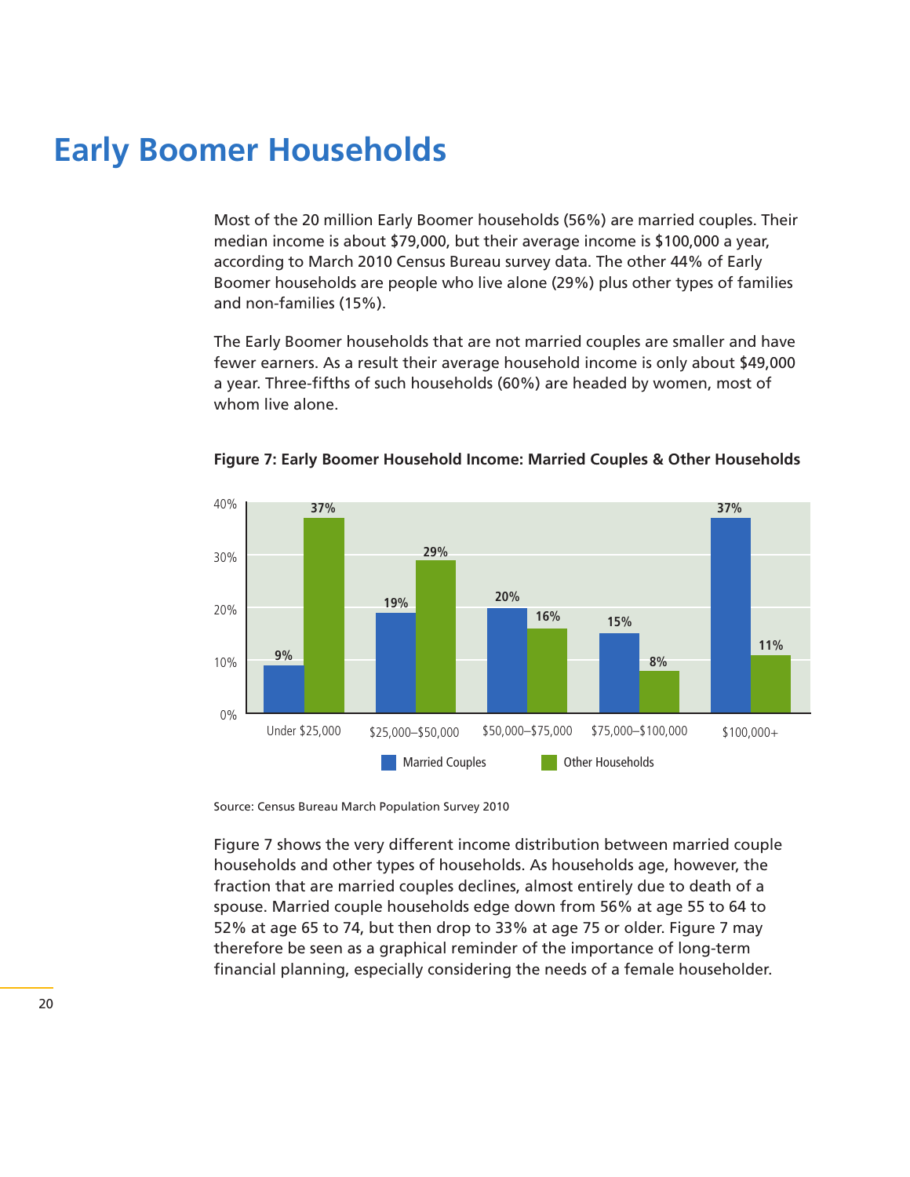# Early Boomer Households

Most of the 20 million Early Boomer households (56%) are married couples. Their median income is about $79,000, but their average income is $100,000 a year, according to March 2010 Census Bureau survey data. The other 44% of Early Boomer households are people who live alone (29%) plus other types of families and non-families (15%).

The Early Boomer households that are not married couples are smaller and have fewer earners. As a result their average household income is only about $49,000 a year. Three-fifths of such households (60%) are headed by women, most of whom live alone.

**Figure 7: Early Boomer Household Income: Married Couples & Other Households**

| | Under $25,000 | $25,000–$50,000 | $50,000–$75,000 | $75,000–$100,000 | $100,000+ |
|---|---|---|---|---|---|
| Married Couples | 9% | 19% | 20% | 15% | 37% |
| Other Households | 37% | 29% | 16% | 8% | 11% |

Source: Census Bureau March Population Survey 2010

Figure 7 shows the very different income distribution between married couple households and other types of households. As households age, however, the fraction that are married couples declines, almost entirely due to death of a spouse. Married couple households edge down from 56% at age 55 to 64 to 52% at age 65 to 74, but then drop to 33% at age 75 or older. Figure 7 may therefore be seen as a graphical reminder of the importance of long-term financial planning, especially considering the needs of a female householder.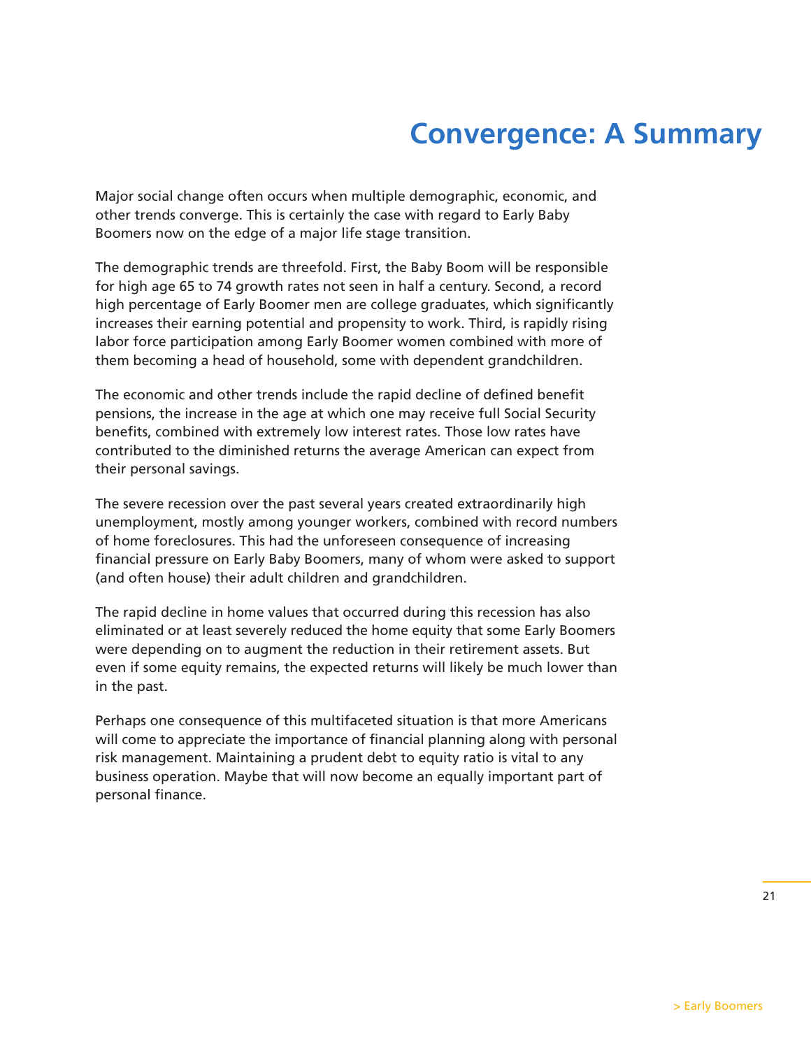# Convergence: A Summary

Major social change often occurs when multiple demographic, economic, and other trends converge. This is certainly the case with regard to Early Baby Boomers now on the edge of a major life stage transition.

The demographic trends are threefold. First, the Baby Boom will be responsible for high age 65 to 74 growth rates not seen in half a century. Second, a record high percentage of Early Boomer men are college graduates, which significantly increases their earning potential and propensity to work. Third, is rapidly rising labor force participation among Early Boomer women combined with more of them becoming a head of household, some with dependent grandchildren.

The economic and other trends include the rapid decline of defined benefit pensions, the increase in the age at which one may receive full Social Security benefits, combined with extremely low interest rates. Those low rates have contributed to the diminished returns the average American can expect from their personal savings.

The severe recession over the past several years created extraordinarily high unemployment, mostly among younger workers, combined with record numbers of home foreclosures. This had the unforeseen consequence of increasing financial pressure on Early Baby Boomers, many of whom were asked to support (and often house) their adult children and grandchildren.

The rapid decline in home values that occurred during this recession has also eliminated or at least severely reduced the home equity that some Early Boomers were depending on to augment the reduction in their retirement assets. But even if some equity remains, the expected returns will likely be much lower than in the past.

Perhaps one consequence of this multifaceted situation is that more Americans will come to appreciate the importance of financial planning along with personal risk management. Maintaining a prudent debt to equity ratio is vital to any business operation. Maybe that will now become an equally important part of personal finance.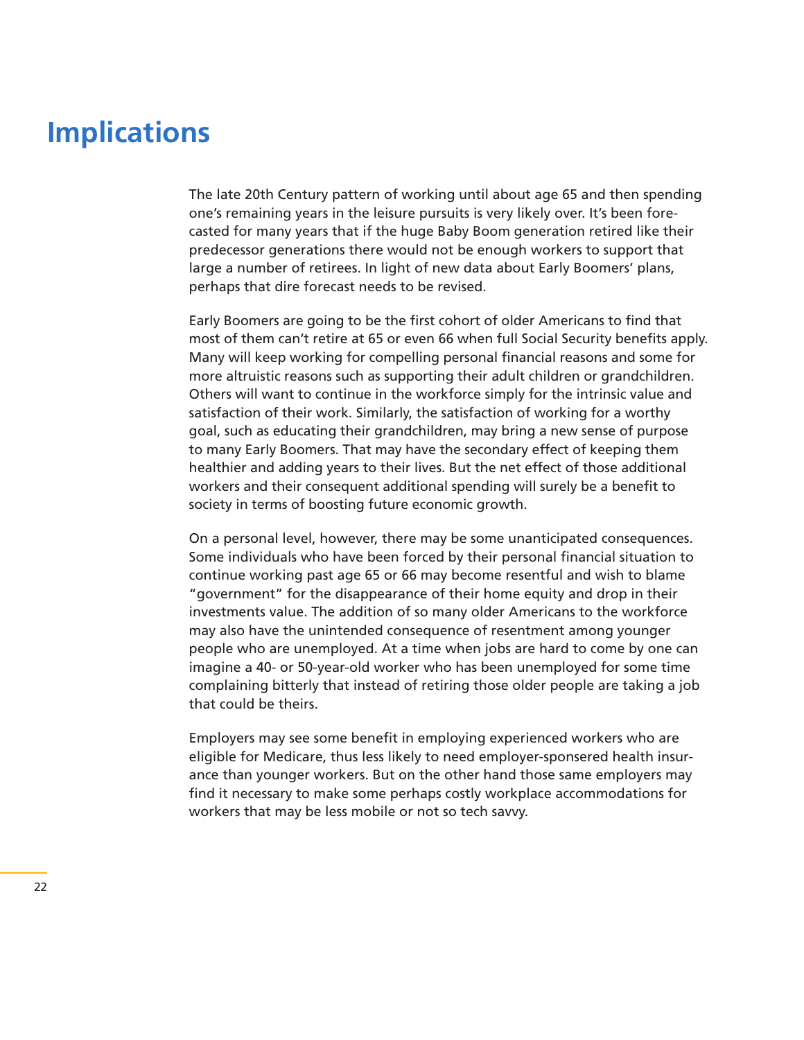# Implications

The late 20th Century pattern of working until about age 65 and then spending one's remaining years in the leisure pursuits is very likely over. It's been forecasted for many years that if the huge Baby Boom generation retired like their predecessor generations there would not be enough workers to support that large a number of retirees. In light of new data about Early Boomers' plans, perhaps that dire forecast needs to be revised.

Early Boomers are going to be the first cohort of older Americans to find that most of them can't retire at 65 or even 66 when full Social Security benefits apply. Many will keep working for compelling personal financial reasons and some for more altruistic reasons such as supporting their adult children or grandchildren. Others will want to continue in the workforce simply for the intrinsic value and satisfaction of their work. Similarly, the satisfaction of working for a worthy goal, such as educating their grandchildren, may bring a new sense of purpose to many Early Boomers. That may have the secondary effect of keeping them healthier and adding years to their lives. But the net effect of those additional workers and their consequent additional spending will surely be a benefit to society in terms of boosting future economic growth.

On a personal level, however, there may be some unanticipated consequences. Some individuals who have been forced by their personal financial situation to continue working past age 65 or 66 may become resentful and wish to blame "government" for the disappearance of their home equity and drop in their investments value. The addition of so many older Americans to the workforce may also have the unintended consequence of resentment among younger people who are unemployed. At a time when jobs are hard to come by one can imagine a 40- or 50-year-old worker who has been unemployed for some time complaining bitterly that instead of retiring those older people are taking a job that could be theirs.

Employers may see some benefit in employing experienced workers who are eligible for Medicare, thus less likely to need employer-sponsered health insurance than younger workers. But on the other hand those same employers may find it necessary to make some perhaps costly workplace accommodations for workers that may be less mobile or not so tech savvy.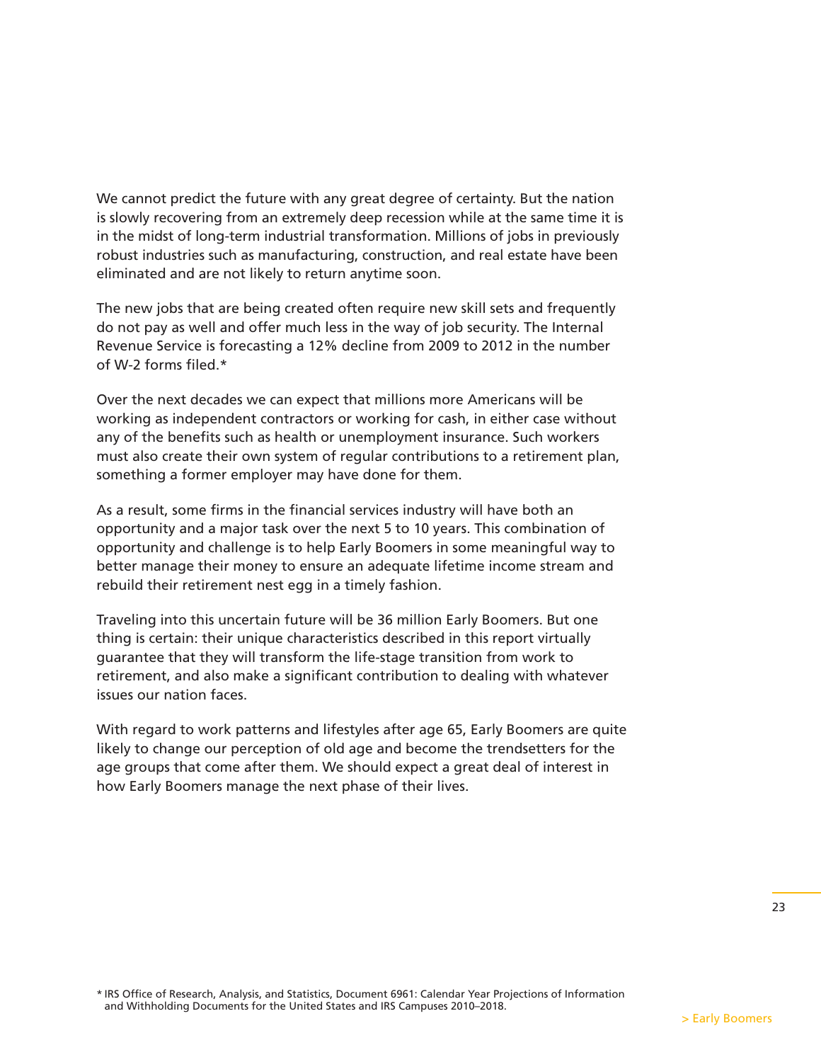We cannot predict the future with any great degree of certainty. But the nation is slowly recovering from an extremely deep recession while at the same time it is in the midst of long-term industrial transformation. Millions of jobs in previously robust industries such as manufacturing, construction, and real estate have been eliminated and are not likely to return anytime soon.

The new jobs that are being created often require new skill sets and frequently do not pay as well and offer much less in the way of job security. The Internal Revenue Service is forecasting a 12% decline from 2009 to 2012 in the number of W-2 forms filed.*

Over the next decades we can expect that millions more Americans will be working as independent contractors or working for cash, in either case without any of the benefits such as health or unemployment insurance. Such workers must also create their own system of regular contributions to a retirement plan, something a former employer may have done for them.

As a result, some firms in the financial services industry will have both an opportunity and a major task over the next 5 to 10 years. This combination of opportunity and challenge is to help Early Boomers in some meaningful way to better manage their money to ensure an adequate lifetime income stream and rebuild their retirement nest egg in a timely fashion.

Traveling into this uncertain future will be 36 million Early Boomers. But one thing is certain: their unique characteristics described in this report virtually guarantee that they will transform the life-stage transition from work to retirement, and also make a significant contribution to dealing with whatever issues our nation faces.

With regard to work patterns and lifestyles after age 65, Early Boomers are quite likely to change our perception of old age and become the trendsetters for the age groups that come after them. We should expect a great deal of interest in how Early Boomers manage the next phase of their lives.

* IRS Office of Research, Analysis, and Statistics, Document 6961: Calendar Year Projections of Information and Withholding Documents for the United States and IRS Campuses 2010–2018.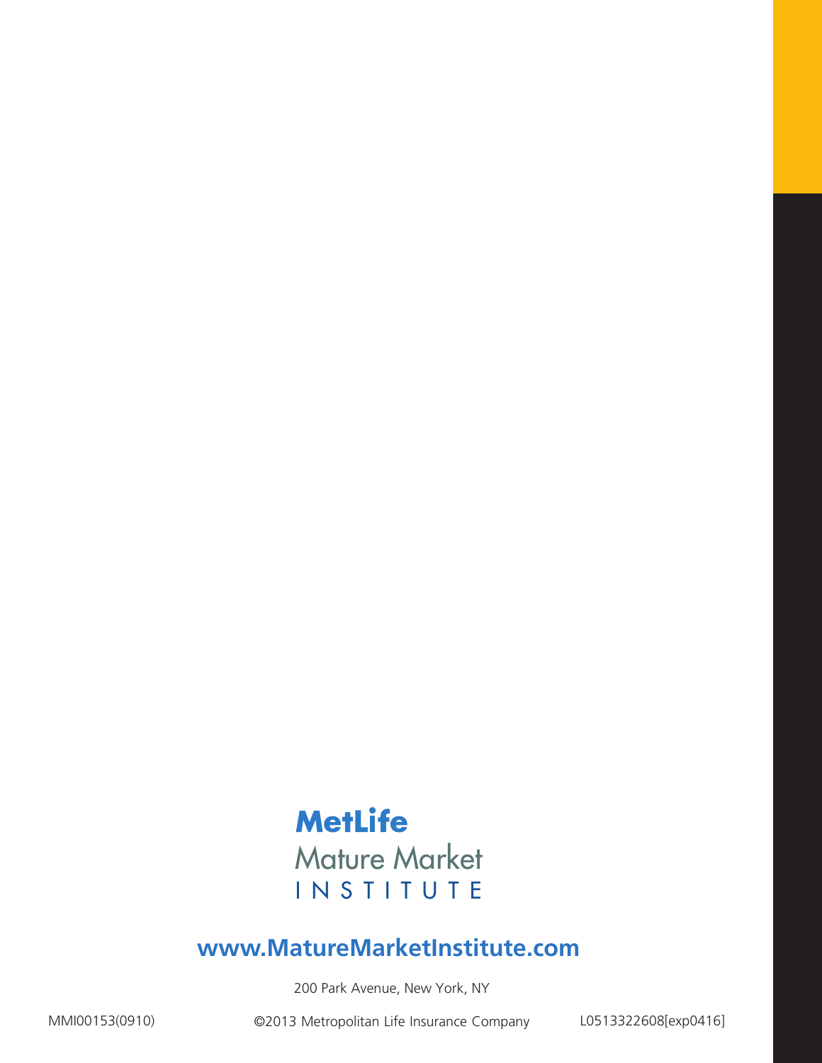**MetLife**
Mature Market
INSTITUTE

**www.MatureMarketInstitute.com**

200 Park Avenue, New York, NY

MMI00153(0910) ©2013 Metropolitan Life Insurance Company L0513322608[exp0416]